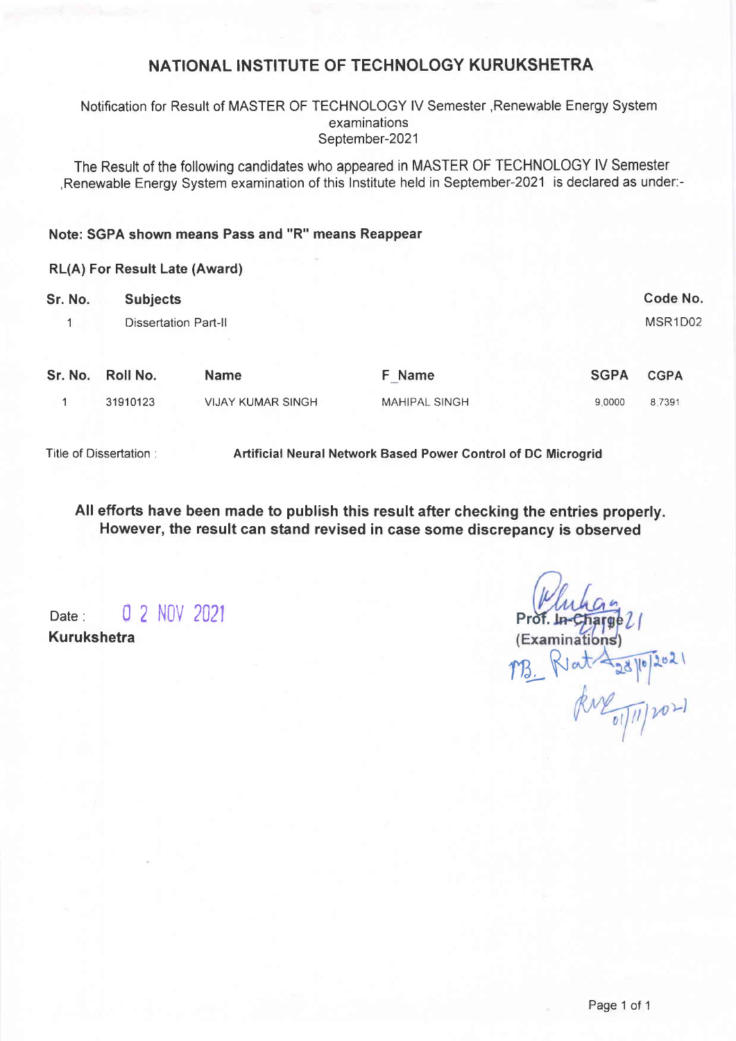# NATIONAL INSTITUTE OF TECHNOLOGY KURUKSHETRA

Notification for Result of MASTER OF TECHNOLOGY IV Semester ,Renewable Energy System examinations September-2021

The Result of the following candidates who appeared in MASTER OF TECHNOLOGY IV Semester ,Renewable Energy System examination of this Institute held in September-2021 is declared as under:-

**Note: SGPA shown means Pass and "R" means Reappear**

**RL(A) For Result Late (Award)**

| Sr. No. | Subjects | Code No. |
|---|---|---|
| 1 | Dissertation Part-II | MSR1D02 |

| Sr. No. | Roll No. | Name | F_Name | SGPA | CGPA |
|---|---|---|---|---|---|
| 1 | 31910123 | VIJAY KUMAR SINGH | MAHIPAL SINGH | 9.0000 | 8.7391 |

Title of Dissertation : **Artificial Neural Network Based Power Control of DC Microgrid**

**All efforts have been made to publish this result after checking the entries properly. However, the result can stand revised in case some discrepancy is observed**

Date : 02 NOV 2021

**Kurukshetra**

**Prof. In-Charge**
**(Examinations)**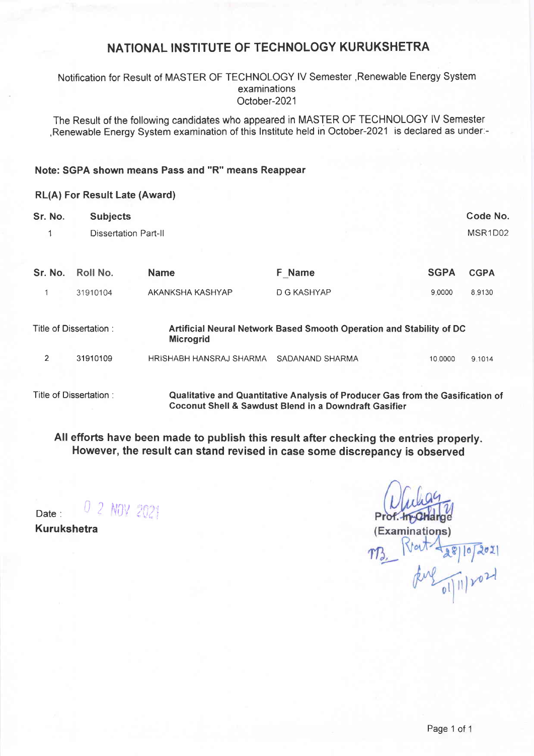# NATIONAL INSTITUTE OF TECHNOLOGY KURUKSHETRA

Notification for Result of MASTER OF TECHNOLOGY IV Semester ,Renewable Energy System examinations
October-2021

The Result of the following candidates who appeared in MASTER OF TECHNOLOGY IV Semester ,Renewable Energy System examination of this Institute held in October-2021 is declared as under:-

**Note: SGPA shown means Pass and "R" means Reappear**

**RL(A) For Result Late (Award)**

| Sr. No. | Subjects | Code No. |
|---|---|---|
| 1 | Dissertation Part-II | MSR1D02 |

| Sr. No. | Roll No. | Name | F_Name | SGPA | CGPA |
|---|---|---|---|---|---|
| 1 | 31910104 | AKANKSHA KASHYAP | D G KASHYAP | 9.0000 | 8.9130 |

Title of Dissertation : **Artificial Neural Network Based Smooth Operation and Stability of DC Microgrid**

| Sr. No. | Roll No. | Name | F_Name | SGPA | CGPA |
|---|---|---|---|---|---|
| 2 | 31910109 | HRISHABH HANSRAJ SHARMA | SADANAND SHARMA | 10.0000 | 9.1014 |

Title of Dissertation : **Qualitative and Quantitative Analysis of Producer Gas from the Gasification of Coconut Shell & Sawdust Blend in a Downdraft Gasifier**

**All efforts have been made to publish this result after checking the entries properly. However, the result can stand revised in case some discrepancy is observed**

Date : 02 NOV 2021
**Kurukshetra**

**Prof. In-Charge
(Examinations)**
28/10/2021
01/11/2021